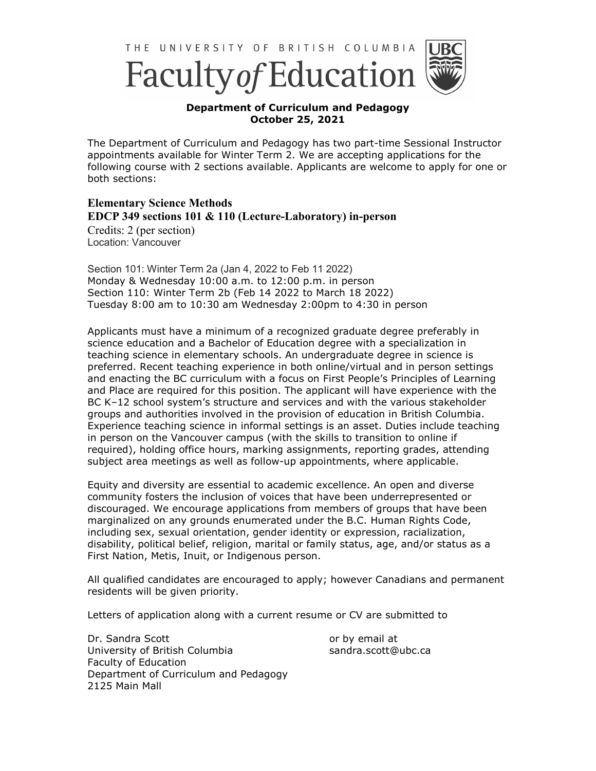THE UNIVERSITY OF BRITISH COLUMBIA

# Faculty *of* Education

**Department of Curriculum and Pedagogy**
**October 25, 2021**

The Department of Curriculum and Pedagogy has two part-time Sessional Instructor appointments available for Winter Term 2. We are accepting applications for the following course with 2 sections available. Applicants are welcome to apply for one or both sections:

## Elementary Science Methods
## EDCP 349 sections 101 & 110 (Lecture-Laboratory) in-person

Credits: 2 (per section)
Location: Vancouver

Section 101: Winter Term 2a (Jan 4, 2022 to Feb 11 2022)
Monday & Wednesday 10:00 a.m. to 12:00 p.m. in person
Section 110: Winter Term 2b (Feb 14 2022 to March 18 2022)
Tuesday 8:00 am to 10:30 am Wednesday 2:00pm to 4:30 in person

Applicants must have a minimum of a recognized graduate degree preferably in science education and a Bachelor of Education degree with a specialization in teaching science in elementary schools. An undergraduate degree in science is preferred. Recent teaching experience in both online/virtual and in person settings and enacting the BC curriculum with a focus on First People's Principles of Learning and Place are required for this position. The applicant will have experience with the BC K–12 school system's structure and services and with the various stakeholder groups and authorities involved in the provision of education in British Columbia. Experience teaching science in informal settings is an asset. Duties include teaching in person on the Vancouver campus (with the skills to transition to online if required), holding office hours, marking assignments, reporting grades, attending subject area meetings as well as follow-up appointments, where applicable.

Equity and diversity are essential to academic excellence. An open and diverse community fosters the inclusion of voices that have been underrepresented or discouraged. We encourage applications from members of groups that have been marginalized on any grounds enumerated under the B.C. Human Rights Code, including sex, sexual orientation, gender identity or expression, racialization, disability, political belief, religion, marital or family status, age, and/or status as a First Nation, Metis, Inuit, or Indigenous person.

All qualified candidates are encouraged to apply; however Canadians and permanent residents will be given priority.

Letters of application along with a current resume or CV are submitted to

Dr. Sandra Scott
University of British Columbia
Faculty of Education
Department of Curriculum and Pedagogy
2125 Main Mall

or by email at
sandra.scott@ubc.ca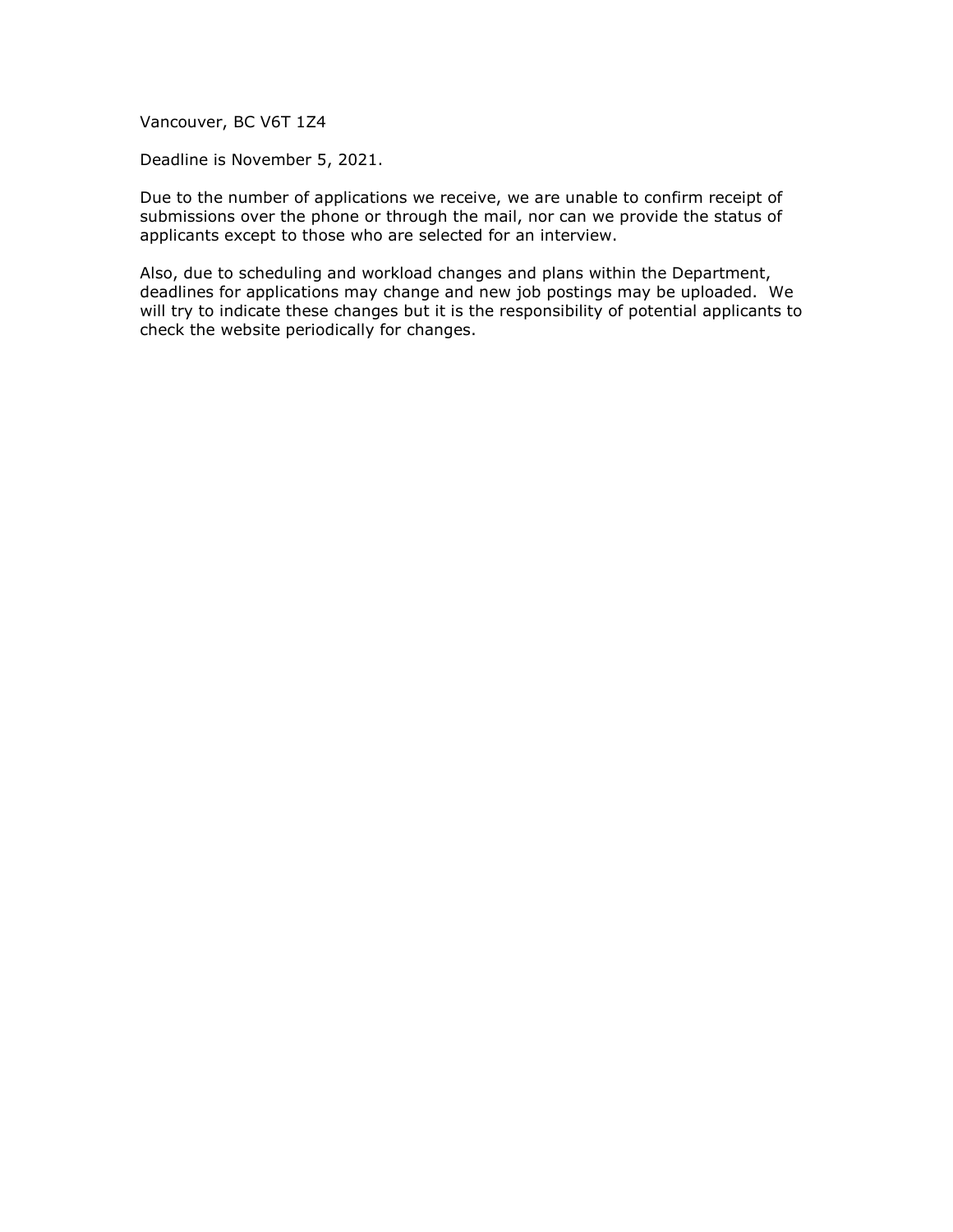Vancouver, BC V6T 1Z4

Deadline is November 5, 2021.

Due to the number of applications we receive, we are unable to confirm receipt of submissions over the phone or through the mail, nor can we provide the status of applicants except to those who are selected for an interview.

Also, due to scheduling and workload changes and plans within the Department, deadlines for applications may change and new job postings may be uploaded. We will try to indicate these changes but it is the responsibility of potential applicants to check the website periodically for changes.